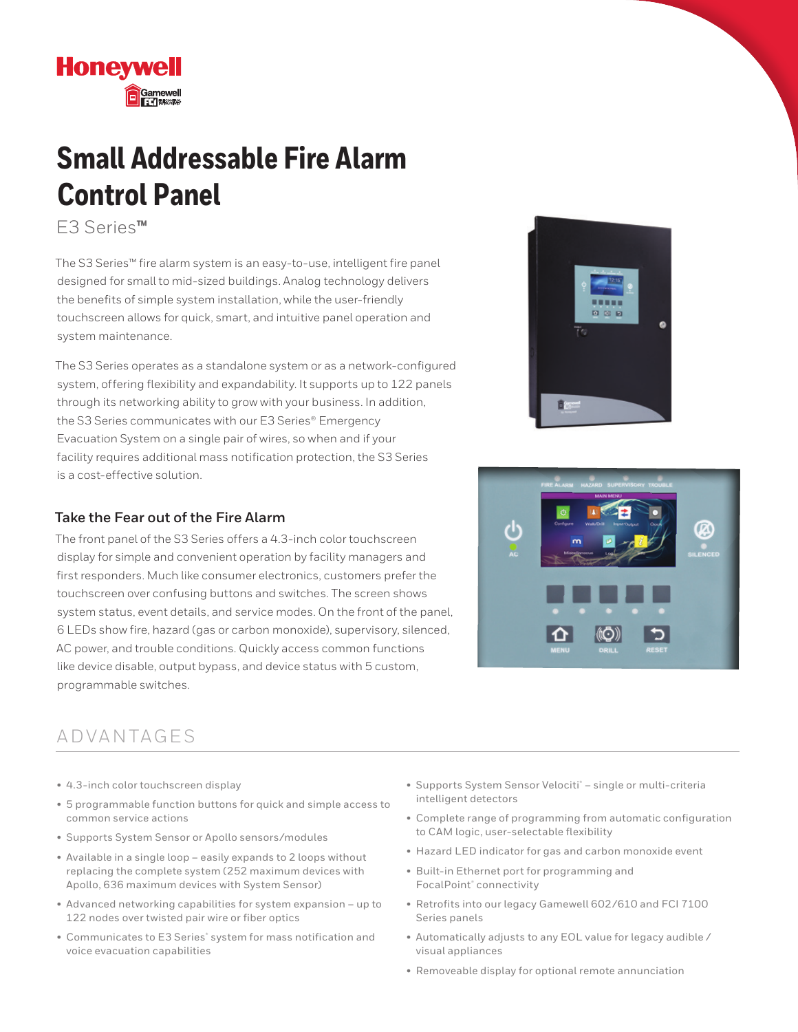# Small Addressable Fire Alarm Control Panel

E3 Series™

The S3 Series™ fire alarm system is an easy-to-use, intelligent fire panel designed for small to mid-sized buildings. Analog technology delivers the benefits of simple system installation, while the user-friendly touchscreen allows for quick, smart, and intuitive panel operation and system maintenance.

The S3 Series operates as a standalone system or as a network-configured system, offering flexibility and expandability. It supports up to 122 panels through its networking ability to grow with your business. In addition, the S3 Series communicates with our E3 Series® Emergency Evacuation System on a single pair of wires, so when and if your facility requires additional mass notification protection, the S3 Series is a cost-effective solution.

### Take the Fear out of the Fire Alarm

The front panel of the S3 Series offers a 4.3-inch color touchscreen display for simple and convenient operation by facility managers and first responders. Much like consumer electronics, customers prefer the touchscreen over confusing buttons and switches. The screen shows system status, event details, and service modes. On the front of the panel, 6 LEDs show fire, hazard (gas or carbon monoxide), supervisory, silenced, AC power, and trouble conditions. Quickly access common functions like device disable, output bypass, and device status with 5 custom, programmable switches.

## ADVANTAGES

- 4.3-inch color touchscreen display
- 5 programmable function buttons for quick and simple access to common service actions
- Supports System Sensor or Apollo sensors/modules
- Available in a single loop – easily expands to 2 loops without replacing the complete system (252 maximum devices with Apollo, 636 maximum devices with System Sensor)
- Advanced networking capabilities for system expansion – up to 122 nodes over twisted pair wire or fiber optics
- Communicates to E3 Series® system for mass notification and voice evacuation capabilities
- Supports System Sensor Velociti® – single or multi-criteria intelligent detectors
- Complete range of programming from automatic configuration to CAM logic, user-selectable flexibility
- Hazard LED indicator for gas and carbon monoxide event
- Built-in Ethernet port for programming and FocalPoint® connectivity
- Retrofits into our legacy Gamewell 602/610 and FCI 7100 Series panels
- Automatically adjusts to any EOL value for legacy audible / visual appliances
- Removeable display for optional remote annunciation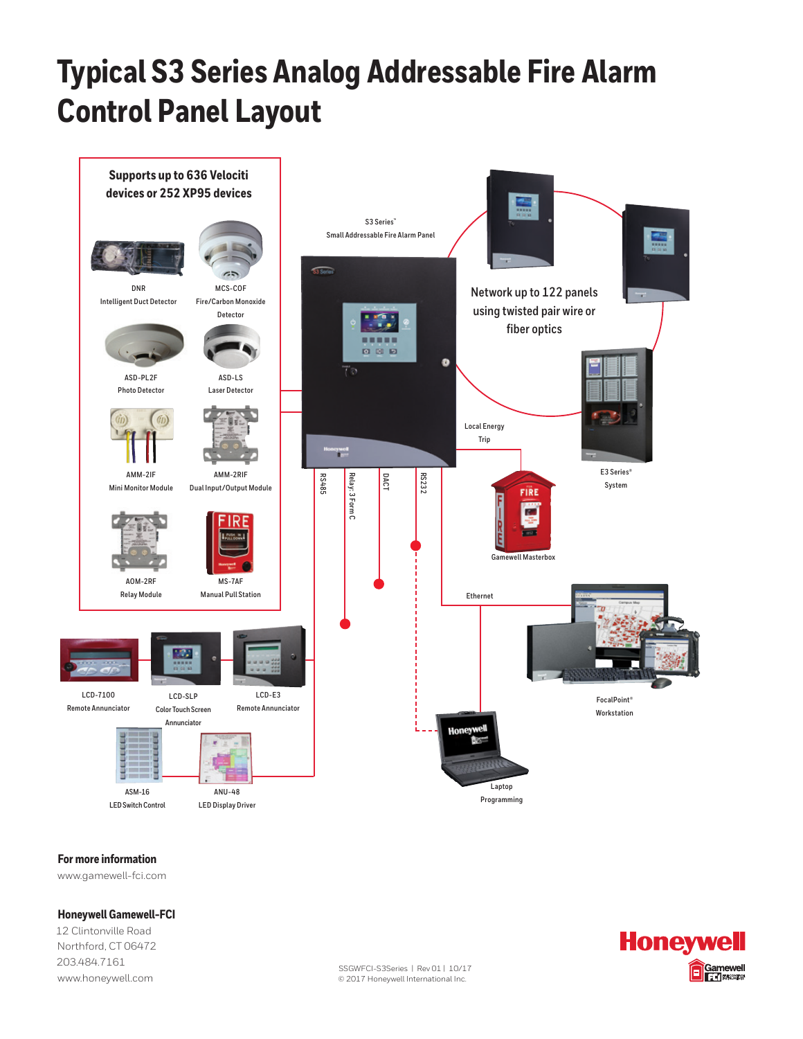# Typical S3 Series Analog Addressable Fire Alarm Control Panel Layout

**Supports up to 636 Velociti devices or 252 XP95 devices**

DNR
Intelligent Duct Detector

MCS-COF
Fire/Carbon Monoxide Detector

ASD-PL2F
Photo Detector

ASD-LS
Laser Detector

AMM-2IF
Mini Monitor Module

AMM-2RIF
Dual Input/Output Module

AOM-2RF
Relay Module

MS-7AF
Manual Pull Station

S3 Series™
Small Addressable Fire Alarm Panel

Network up to 122 panels using twisted pair wire or fiber optics

Local Energy Trip

E3 Series®
System

Gamewell Masterbox

RS485

Relay: 3 Form C

DACT

RS232

Ethernet

FocalPoint®
Workstation

Laptop
Programming

LCD-7100
Remote Annunciator

LCD-SLP
Color Touch Screen Annunciator

LCD-E3
Remote Annunciator

ASM-16
LED Switch Control

ANU-48
LED Display Driver

**For more information**

www.gamewell-fci.com

**Honeywell Gamewell-FCI**

12 Clintonville Road
Northford, CT 06472
203.484.7161
www.honeywell.com

SSGWFCI-S3Series | Rev 01 | 10/17
© 2017 Honeywell International Inc.